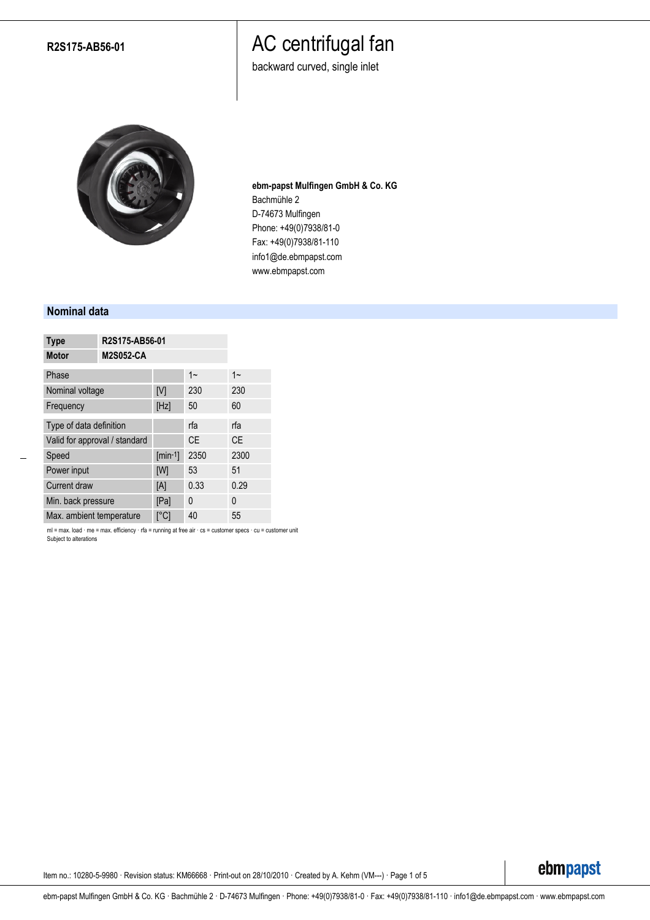**R2S175-AB56-01**

# AC centrifugal fan

backward curved, single inlet

**ebm-papst Mulfingen GmbH & Co. KG**
Bachmühle 2
D-74673 Mulfingen
Phone: +49(0)7938/81-0
Fax: +49(0)7938/81-110
info1@de.ebmpapst.com
www.ebmpapst.com

## Nominal data

| **Type** | **R2S175-AB56-01** |
|---|---|
| **Motor** | **M2S052-CA** |

| | | | |
|---|---|---|---|
| Phase | | 1~ | 1~ |
| Nominal voltage | [V] | 230 | 230 |
| Frequency | [Hz] | 50 | 60 |
| Type of data definition | | rfa | rfa |
| Valid for approval / standard | | CE | CE |
| Speed | [min-1] | 2350 | 2300 |
| Power input | [W] | 53 | 51 |
| Current draw | [A] | 0.33 | 0.29 |
| Min. back pressure | [Pa] | 0 | 0 |
| Max. ambient temperature | [°C] | 40 | 55 |

ml = max. load · me = max. efficiency · rfa = running at free air · cs = customer specs · cu = customer unit
Subject to alterations

Item no.: 10280-5-9980 · Revision status: KM66668 · Print-out on 28/10/2010 · Created by A. Kehm (VM---)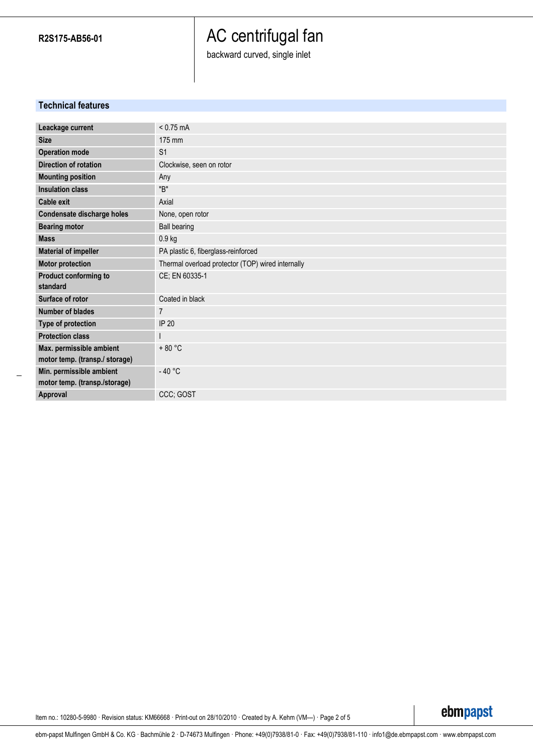**R2S175-AB56-01**

# AC centrifugal fan

backward curved, single inlet

## Technical features

| | |
|---|---|
| **Leackage current** | < 0.75 mA |
| **Size** | 175 mm |
| **Operation mode** | S1 |
| **Direction of rotation** | Clockwise, seen on rotor |
| **Mounting position** | Any |
| **Insulation class** | "B" |
| **Cable exit** | Axial |
| **Condensate discharge holes** | None, open rotor |
| **Bearing motor** | Ball bearing |
| **Mass** | 0.9 kg |
| **Material of impeller** | PA plastic 6, fiberglass-reinforced |
| **Motor protection** | Thermal overload protector (TOP) wired internally |
| **Product conforming to standard** | CE; EN 60335-1 |
| **Surface of rotor** | Coated in black |
| **Number of blades** | 7 |
| **Type of protection** | IP 20 |
| **Protection class** | I |
| **Max. permissible ambient motor temp. (transp./ storage)** | + 80 °C |
| **Min. permissible ambient motor temp. (transp./storage)** | - 40 °C |
| **Approval** | CCC; GOST |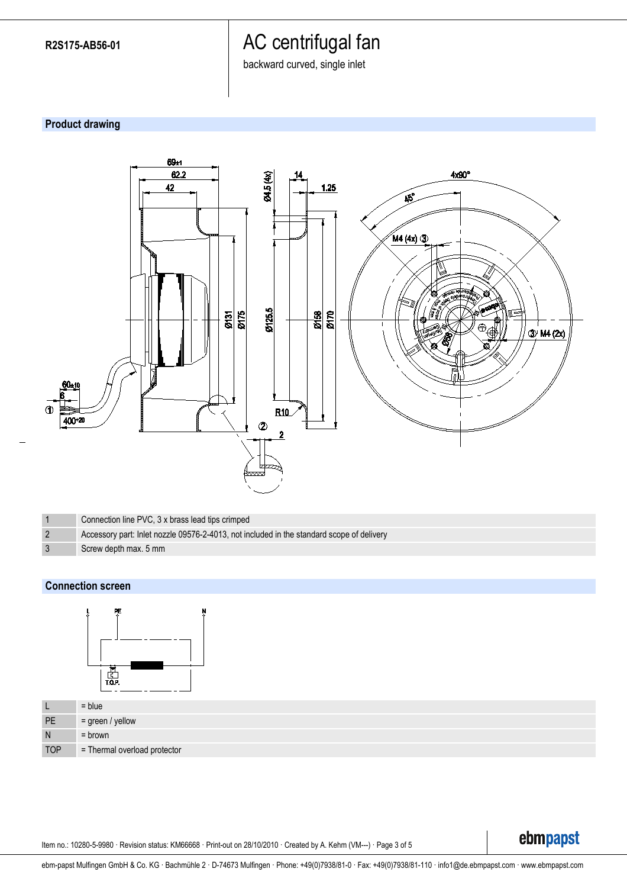R2S175-AB56-01

# AC centrifugal fan

backward curved, single inlet

## Product drawing

| | |
|---|---|
| 1 | Connection line PVC, 3 x brass lead tips crimped |
| 2 | Accessory part: Inlet nozzle 09576-2-4013, not included in the standard scope of delivery |
| 3 | Screw depth max. 5 mm |

## Connection screen

| | |
|---|---|
| L | = blue |
| PE | = green / yellow |
| N | = brown |
| TOP | = Thermal overload protector |

Item no.: 10280-5-9980 · Revision status: KM66668 · Print-out on 28/10/2010 · Created by A. Kehm (VM---)

ebm-papst Mulfingen GmbH & Co. KG · Bachmühle 2 · D-74673 Mulfingen · Phone: +49(0)7938/81-0 · Fax: +49(0)7938/81-110 · info1@de.ebmpapst.com · www.ebmpapst.com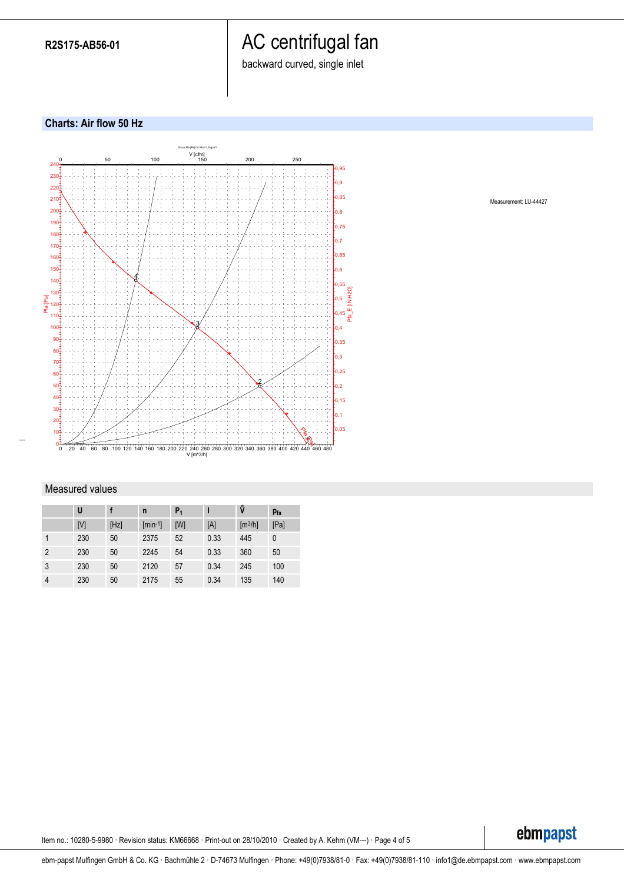**R2S175-AB56-01**

# AC centrifugal fan

backward curved, single inlet

## Charts: Air flow 50 Hz

Measurement: LU-44427

## Measured values

| | U | f | n | $P_1$ | I | V̊ | $p_{fa}$ |
|---|---|---|---|---|---|---|---|
| | [V] | [Hz] | [min⁻¹] | [W] | [A] | [m³/h] | [Pa] |
| 1 | 230 | 50 | 2375 | 52 | 0.33 | 445 | 0 |
| 2 | 230 | 50 | 2245 | 54 | 0.33 | 360 | 50 |
| 3 | 230 | 50 | 2120 | 57 | 0.34 | 245 | 100 |
| 4 | 230 | 50 | 2175 | 55 | 0.34 | 135 | 140 |

Item no.: 10280-5-9980 · Revision status: KM66668 · Print-out on 28/10/2010 · Created by A. Kehm (VM---)

ebm-papst Mulfingen GmbH & Co. KG · Bachmühle 2 · D-74673 Mulfingen · Phone: +49(0)7938/81-0 · Fax: +49(0)7938/81-110 · info1@de.ebmpapst.com · www.ebmpapst.com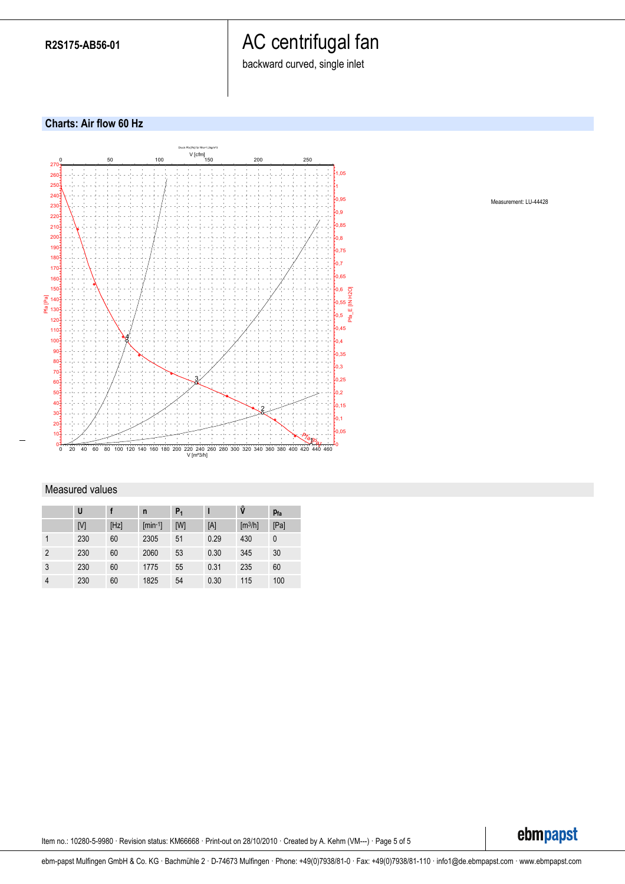**R2S175-AB56-01**

# AC centrifugal fan

backward curved, single inlet

## Charts: Air flow 60 Hz

Druck Pfa [Pa] für Rho=1,2kg/m^3

V [cfm]

0 50 100 150 200 250

Pfa [Pa]

270 260 250 240 230 220 210 200 190 180 170 160 150 140 130 120 110 100 90 80 70 60 50 40 30 20 10 0

Pfa_E [IN H2O]

1,05 1 0,95 0,9 0,85 0,8 0,75 0,7 0,65 0,6 0,55 0,5 0,45 0,4 0,35 0,3 0,25 0,2 0,15 0,1 0,05 0

0 20 40 60 80 100 120 140 160 180 200 220 240 260 280 300 320 340 360 380 400 420 440 460

V [m^3/h]

Pfa [Pa]

1 2 3 4

Measurement: LU-44428

## Measured values

| | U | f | n | $P_1$ | I | $\dot{V}$ | $p_{fa}$ |
|---|---|---|---|---|---|---|---|
| | [V] | [Hz] | [min-1] | [W] | [A] | [m3/h] | [Pa] |
| 1 | 230 | 60 | 2305 | 51 | 0.29 | 430 | 0 |
| 2 | 230 | 60 | 2060 | 53 | 0.30 | 345 | 30 |
| 3 | 230 | 60 | 1775 | 55 | 0.31 | 235 | 60 |
| 4 | 230 | 60 | 1825 | 54 | 0.30 | 115 | 100 |

Item no.: 10280-5-9980 · Revision status: KM66668 · Print-out on 28/10/2010 · Created by A. Kehm (VM---)

ebm-papst Mulfingen GmbH & Co. KG · Bachmühle 2 · D-74673 Mulfingen · Phone: +49(0)7938/81-0 · Fax: +49(0)7938/81-110 · info1@de.ebmpapst.com · www.ebmpapst.com